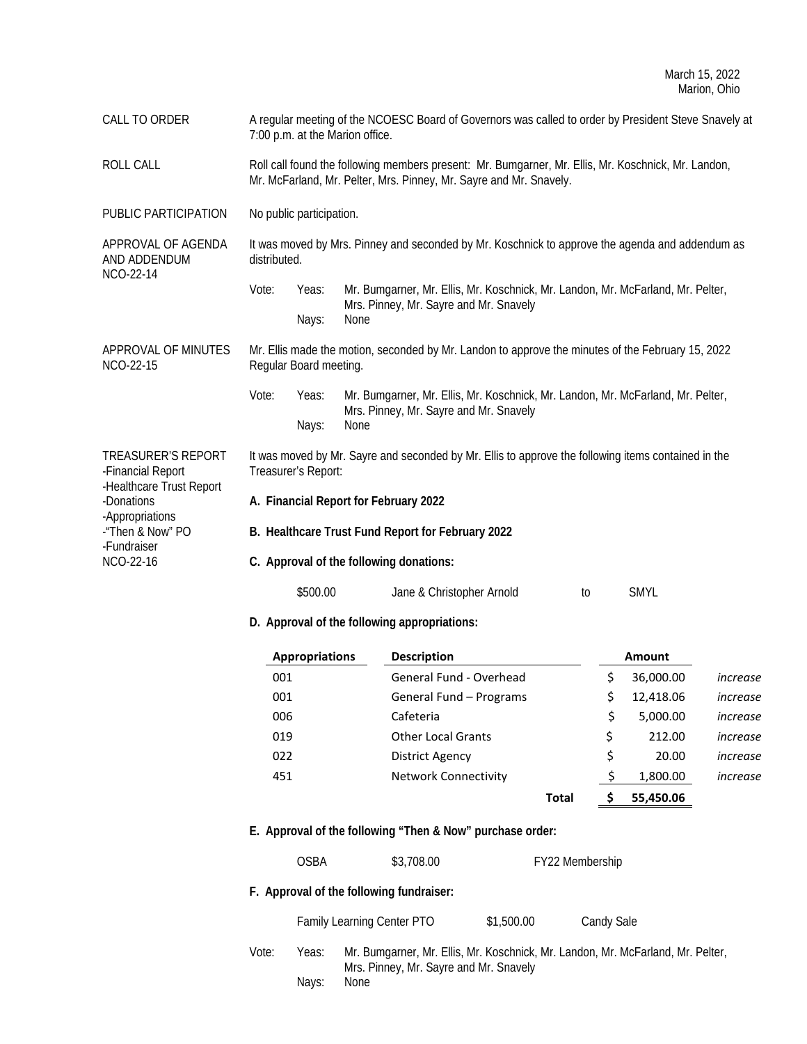March 15, 2022
Marion, Ohio

**CALL TO ORDER**

A regular meeting of the NCOESC Board of Governors was called to order by President Steve Snavely at 7:00 p.m. at the Marion office.

**ROLL CALL**

Roll call found the following members present: Mr. Bumgarner, Mr. Ellis, Mr. Koschnick, Mr. Landon, Mr. McFarland, Mr. Pelter, Mrs. Pinney, Mr. Sayre and Mr. Snavely.

**PUBLIC PARTICIPATION**

No public participation.

**APPROVAL OF AGENDA AND ADDENDUM**
**NCO-22-14**

It was moved by Mrs. Pinney and seconded by Mr. Koschnick to approve the agenda and addendum as distributed.

Vote: Yeas: Mr. Bumgarner, Mr. Ellis, Mr. Koschnick, Mr. Landon, Mr. McFarland, Mr. Pelter, Mrs. Pinney, Mr. Sayre and Mr. Snavely
Nays: None

**APPROVAL OF MINUTES**
**NCO-22-15**

Mr. Ellis made the motion, seconded by Mr. Landon to approve the minutes of the February 15, 2022 Regular Board meeting.

Vote: Yeas: Mr. Bumgarner, Mr. Ellis, Mr. Koschnick, Mr. Landon, Mr. McFarland, Mr. Pelter, Mrs. Pinney, Mr. Sayre and Mr. Snavely
Nays: None

**TREASURER'S REPORT**
-Financial Report
-Healthcare Trust Report
-Donations
-Appropriations
-"Then & Now" PO
-Fundraiser
NCO-22-16

It was moved by Mr. Sayre and seconded by Mr. Ellis to approve the following items contained in the Treasurer's Report:

**A. Financial Report for February 2022**

**B. Healthcare Trust Fund Report for February 2022**

**C. Approval of the following donations:**

| | | | |
|---|---|---|---|
| $500.00 | Jane & Christopher Arnold | to | SMYL |

**D. Approval of the following appropriations:**

| Appropriations | Description | Amount | |
|---|---|---|---|
| 001 | General Fund - Overhead | $ 36,000.00 | *increase* |
| 001 | General Fund – Programs | $ 12,418.06 | *increase* |
| 006 | Cafeteria | $ 5,000.00 | *increase* |
| 019 | Other Local Grants | $ 212.00 | *increase* |
| 022 | District Agency | $ 20.00 | *increase* |
| 451 | Network Connectivity | $ 1,800.00 | *increase* |
| | **Total** | **$ 55,450.06** | |

**E. Approval of the following "Then & Now" purchase order:**

| | | |
|---|---|---|
| OSBA | $3,708.00 | FY22 Membership |

**F. Approval of the following fundraiser:**

| | | |
|---|---|---|
| Family Learning Center PTO | $1,500.00 | Candy Sale |

Vote: Yeas: Mr. Bumgarner, Mr. Ellis, Mr. Koschnick, Mr. Landon, Mr. McFarland, Mr. Pelter, Mrs. Pinney, Mr. Sayre and Mr. Snavely
Nays: None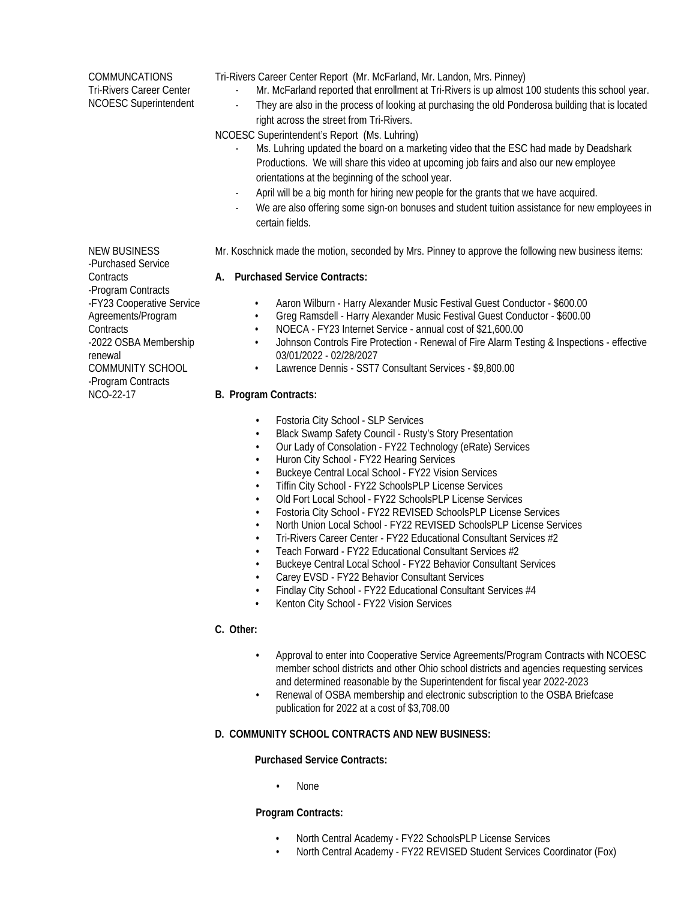COMMUNCATIONS
Tri-Rivers Career Center
NCOESC Superintendent

Tri-Rivers Career Center Report (Mr. McFarland, Mr. Landon, Mrs. Pinney)

- Mr. McFarland reported that enrollment at Tri-Rivers is up almost 100 students this school year.
- They are also in the process of looking at purchasing the old Ponderosa building that is located right across the street from Tri-Rivers.

NCOESC Superintendent's Report (Ms. Luhring)

- Ms. Luhring updated the board on a marketing video that the ESC had made by Deadshark Productions. We will share this video at upcoming job fairs and also our new employee orientations at the beginning of the school year.
- April will be a big month for hiring new people for the grants that we have acquired.
- We are also offering some sign-on bonuses and student tuition assistance for new employees in certain fields.

NEW BUSINESS
-Purchased Service Contracts
-Program Contracts
-FY23 Cooperative Service Agreements/Program Contracts
-2022 OSBA Membership renewal
COMMUNITY SCHOOL
-Program Contracts
NCO-22-17

Mr. Koschnick made the motion, seconded by Mrs. Pinney to approve the following new business items:

**A. Purchased Service Contracts:**

- Aaron Wilburn - Harry Alexander Music Festival Guest Conductor - $600.00
- Greg Ramsdell - Harry Alexander Music Festival Guest Conductor - $600.00
- NOECA - FY23 Internet Service - annual cost of $21,600.00
- Johnson Controls Fire Protection - Renewal of Fire Alarm Testing & Inspections - effective 03/01/2022 - 02/28/2027
- Lawrence Dennis - SST7 Consultant Services - $9,800.00

**B. Program Contracts:**

- Fostoria City School - SLP Services
- Black Swamp Safety Council - Rusty's Story Presentation
- Our Lady of Consolation - FY22 Technology (eRate) Services
- Huron City School - FY22 Hearing Services
- Buckeye Central Local School - FY22 Vision Services
- Tiffin City School - FY22 SchoolsPLP License Services
- Old Fort Local School - FY22 SchoolsPLP License Services
- Fostoria City School - FY22 REVISED SchoolsPLP License Services
- North Union Local School - FY22 REVISED SchoolsPLP License Services
- Tri-Rivers Career Center - FY22 Educational Consultant Services #2
- Teach Forward - FY22 Educational Consultant Services #2
- Buckeye Central Local School - FY22 Behavior Consultant Services
- Carey EVSD - FY22 Behavior Consultant Services
- Findlay City School - FY22 Educational Consultant Services #4
- Kenton City School - FY22 Vision Services

**C. Other:**

- Approval to enter into Cooperative Service Agreements/Program Contracts with NCOESC member school districts and other Ohio school districts and agencies requesting services and determined reasonable by the Superintendent for fiscal year 2022-2023
- Renewal of OSBA membership and electronic subscription to the OSBA Briefcase publication for 2022 at a cost of $3,708.00

**D. COMMUNITY SCHOOL CONTRACTS AND NEW BUSINESS:**

**Purchased Service Contracts:**

- None

**Program Contracts:**

- North Central Academy - FY22 SchoolsPLP License Services
- North Central Academy - FY22 REVISED Student Services Coordinator (Fox)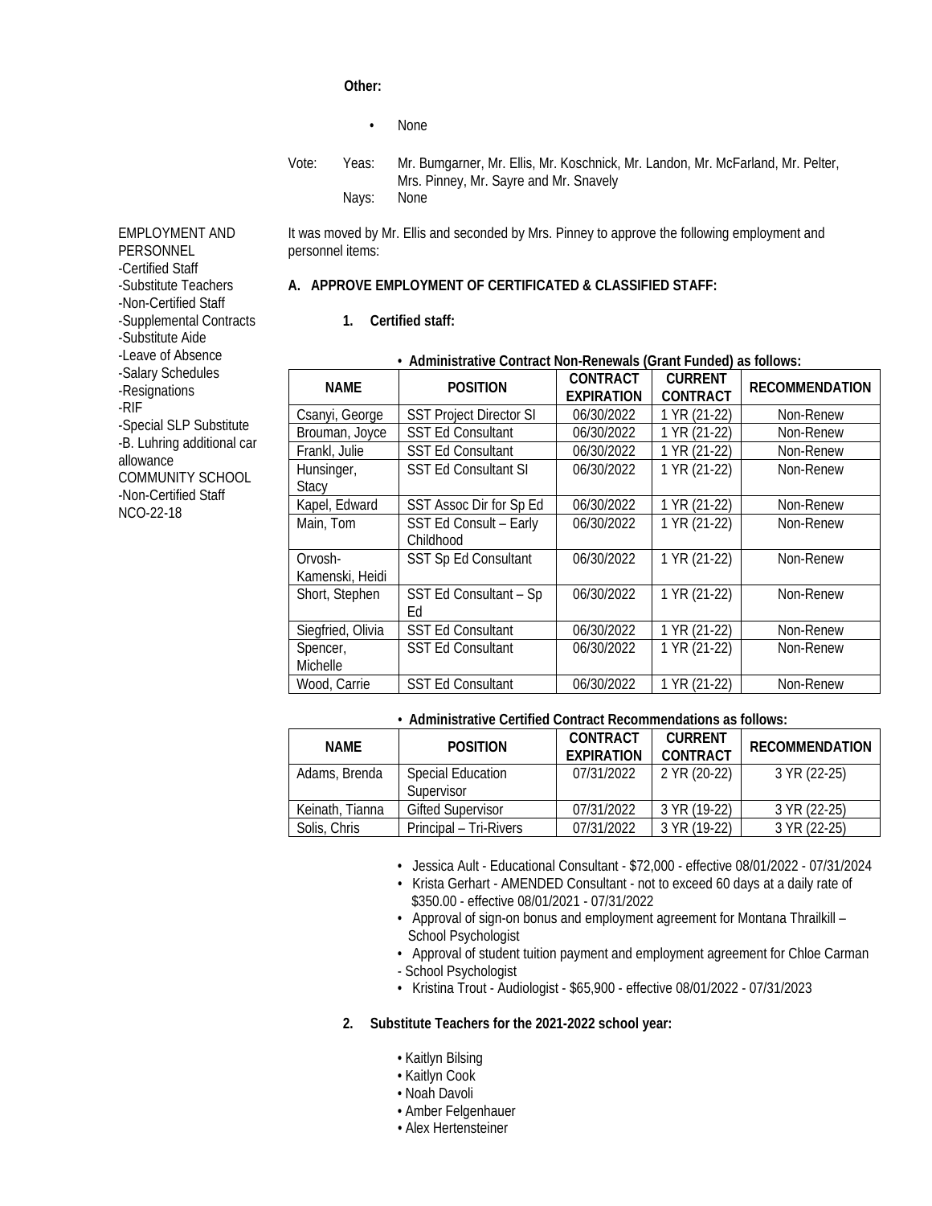**Other:**

- None

Vote: Yeas: Mr. Bumgarner, Mr. Ellis, Mr. Koschnick, Mr. Landon, Mr. McFarland, Mr. Pelter, Mrs. Pinney, Mr. Sayre and Mr. Snavely

Nays: None

EMPLOYMENT AND PERSONNEL
-Certified Staff
-Substitute Teachers
-Non-Certified Staff
-Supplemental Contracts
-Substitute Aide
-Leave of Absence
-Salary Schedules
-Resignations
-RIF
-Special SLP Substitute
-B. Luhring additional car allowance
COMMUNITY SCHOOL
-Non-Certified Staff
NCO-22-18

It was moved by Mr. Ellis and seconded by Mrs. Pinney to approve the following employment and personnel items:

**A. APPROVE EMPLOYMENT OF CERTIFICATED & CLASSIFIED STAFF:**

**1. Certified staff:**

- **Administrative Contract Non-Renewals (Grant Funded) as follows:**

| NAME | POSITION | CONTRACT EXPIRATION | CURRENT CONTRACT | RECOMMENDATION |
|---|---|---|---|---|
| Csanyi, George | SST Project Director SI | 06/30/2022 | 1 YR (21-22) | Non-Renew |
| Brouman, Joyce | SST Ed Consultant | 06/30/2022 | 1 YR (21-22) | Non-Renew |
| Frankl, Julie | SST Ed Consultant | 06/30/2022 | 1 YR (21-22) | Non-Renew |
| Hunsinger, Stacy | SST Ed Consultant SI | 06/30/2022 | 1 YR (21-22) | Non-Renew |
| Kapel, Edward | SST Assoc Dir for Sp Ed | 06/30/2022 | 1 YR (21-22) | Non-Renew |
| Main, Tom | SST Ed Consult – Early Childhood | 06/30/2022 | 1 YR (21-22) | Non-Renew |
| Orvosh-Kamenski, Heidi | SST Sp Ed Consultant | 06/30/2022 | 1 YR (21-22) | Non-Renew |
| Short, Stephen | SST Ed Consultant – Sp Ed | 06/30/2022 | 1 YR (21-22) | Non-Renew |
| Siegfried, Olivia | SST Ed Consultant | 06/30/2022 | 1 YR (21-22) | Non-Renew |
| Spencer, Michelle | SST Ed Consultant | 06/30/2022 | 1 YR (21-22) | Non-Renew |
| Wood, Carrie | SST Ed Consultant | 06/30/2022 | 1 YR (21-22) | Non-Renew |

- **Administrative Certified Contract Recommendations as follows:**

| NAME | POSITION | CONTRACT EXPIRATION | CURRENT CONTRACT | RECOMMENDATION |
|---|---|---|---|---|
| Adams, Brenda | Special Education Supervisor | 07/31/2022 | 2 YR (20-22) | 3 YR (22-25) |
| Keinath, Tianna | Gifted Supervisor | 07/31/2022 | 3 YR (19-22) | 3 YR (22-25) |
| Solis, Chris | Principal – Tri-Rivers | 07/31/2022 | 3 YR (19-22) | 3 YR (22-25) |

- Jessica Ault - Educational Consultant - $72,000 - effective 08/01/2022 - 07/31/2024
- Krista Gerhart - AMENDED Consultant - not to exceed 60 days at a daily rate of $350.00 - effective 08/01/2021 - 07/31/2022
- Approval of sign-on bonus and employment agreement for Montana Thrailkill – School Psychologist
- Approval of student tuition payment and employment agreement for Chloe Carman - School Psychologist
- Kristina Trout - Audiologist - $65,900 - effective 08/01/2022 - 07/31/2023

**2. Substitute Teachers for the 2021-2022 school year:**

- Kaitlyn Bilsing
- Kaitlyn Cook
- Noah Davoli
- Amber Felgenhauer
- Alex Hertensteiner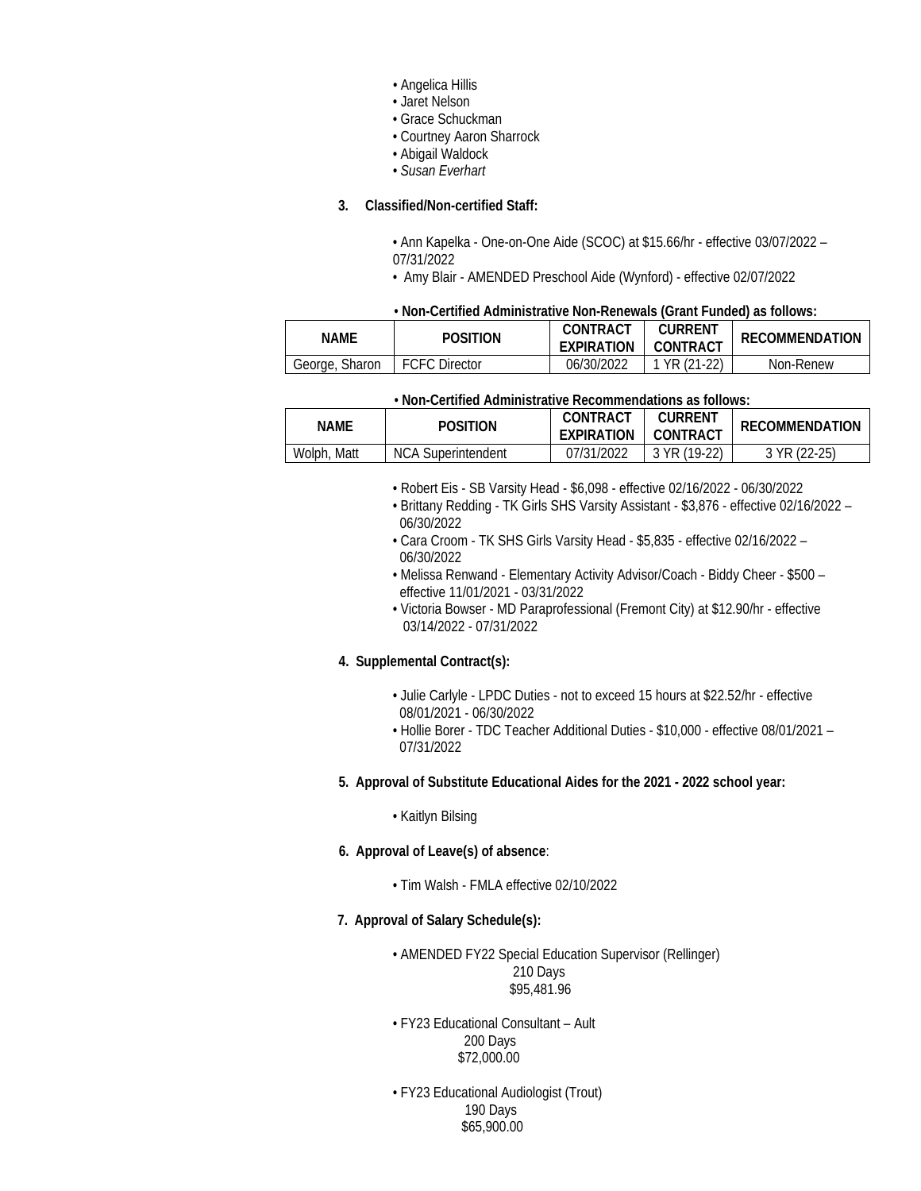- Angelica Hillis
- Jaret Nelson
- Grace Schuckman
- Courtney Aaron Sharrock
- Abigail Waldock
- *Susan Everhart*

**3. Classified/Non-certified Staff:**

- Ann Kapelka - One-on-One Aide (SCOC) at $15.66/hr - effective 03/07/2022 – 07/31/2022
- Amy Blair - AMENDED Preschool Aide (Wynford) - effective 02/07/2022

**• Non-Certified Administrative Non-Renewals (Grant Funded) as follows:**

| NAME | POSITION | CONTRACT EXPIRATION | CURRENT CONTRACT | RECOMMENDATION |
| --- | --- | --- | --- | --- |
| George, Sharon | FCFC Director | 06/30/2022 | 1 YR (21-22) | Non-Renew |

**• Non-Certified Administrative Recommendations as follows:**

| NAME | POSITION | CONTRACT EXPIRATION | CURRENT CONTRACT | RECOMMENDATION |
| --- | --- | --- | --- | --- |
| Wolph, Matt | NCA Superintendent | 07/31/2022 | 3 YR (19-22) | 3 YR (22-25) |

- Robert Eis - SB Varsity Head - $6,098 - effective 02/16/2022 - 06/30/2022
- Brittany Redding - TK Girls SHS Varsity Assistant - $3,876 - effective 02/16/2022 – 06/30/2022
- Cara Croom - TK SHS Girls Varsity Head - $5,835 - effective 02/16/2022 – 06/30/2022
- Melissa Renwand - Elementary Activity Advisor/Coach - Biddy Cheer - $500 – effective 11/01/2021 - 03/31/2022
- Victoria Bowser - MD Paraprofessional (Fremont City) at $12.90/hr - effective 03/14/2022 - 07/31/2022

**4. Supplemental Contract(s):**

- Julie Carlyle - LPDC Duties - not to exceed 15 hours at $22.52/hr - effective 08/01/2021 - 06/30/2022
- Hollie Borer - TDC Teacher Additional Duties - $10,000 - effective 08/01/2021 – 07/31/2022

**5. Approval of Substitute Educational Aides for the 2021 - 2022 school year:**

- Kaitlyn Bilsing

**6. Approval of Leave(s) of absence**:

- Tim Walsh - FMLA effective 02/10/2022

**7. Approval of Salary Schedule(s):**

- AMENDED FY22 Special Education Supervisor (Rellinger)
  210 Days
  $95,481.96

- FY23 Educational Consultant – Ault
  200 Days
  $72,000.00

- FY23 Educational Audiologist (Trout)
  190 Days
  $65,900.00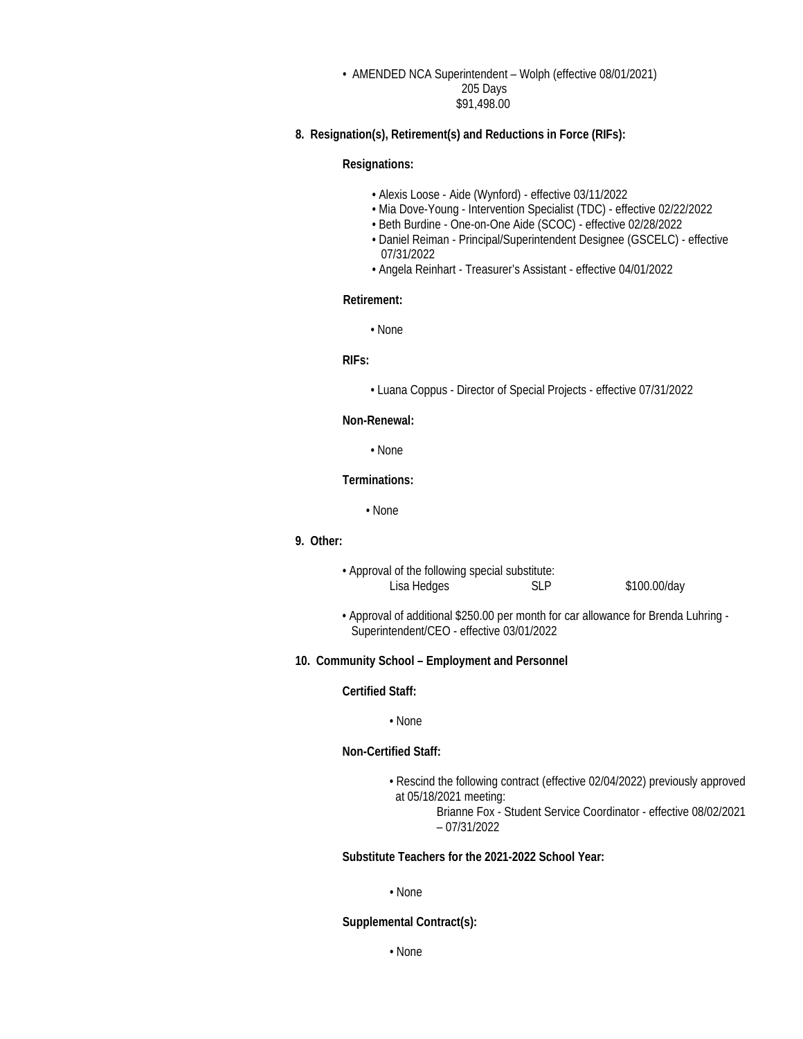- AMENDED NCA Superintendent – Wolph (effective 08/01/2021)
  205 Days
  $91,498.00

**8. Resignation(s), Retirement(s) and Reductions in Force (RIFs):**

**Resignations:**

- Alexis Loose - Aide (Wynford) - effective 03/11/2022
- Mia Dove-Young - Intervention Specialist (TDC) - effective 02/22/2022
- Beth Burdine - One-on-One Aide (SCOC) - effective 02/28/2022
- Daniel Reiman - Principal/Superintendent Designee (GSCELC) - effective 07/31/2022
- Angela Reinhart - Treasurer's Assistant - effective 04/01/2022

**Retirement:**

- None

**RIFs:**

- Luana Coppus - Director of Special Projects - effective 07/31/2022

**Non-Renewal:**

- None

**Terminations:**

- None

**9. Other:**

- Approval of the following special substitute:

| Lisa Hedges | SLP | $100.00/day |
|---|---|---|

- Approval of additional $250.00 per month for car allowance for Brenda Luhring - Superintendent/CEO - effective 03/01/2022

**10. Community School – Employment and Personnel**

**Certified Staff:**

- None

**Non-Certified Staff:**

- Rescind the following contract (effective 02/04/2022) previously approved at 05/18/2021 meeting:
  Brianne Fox - Student Service Coordinator - effective 08/02/2021 – 07/31/2022

**Substitute Teachers for the 2021-2022 School Year:**

- None

**Supplemental Contract(s):**

- None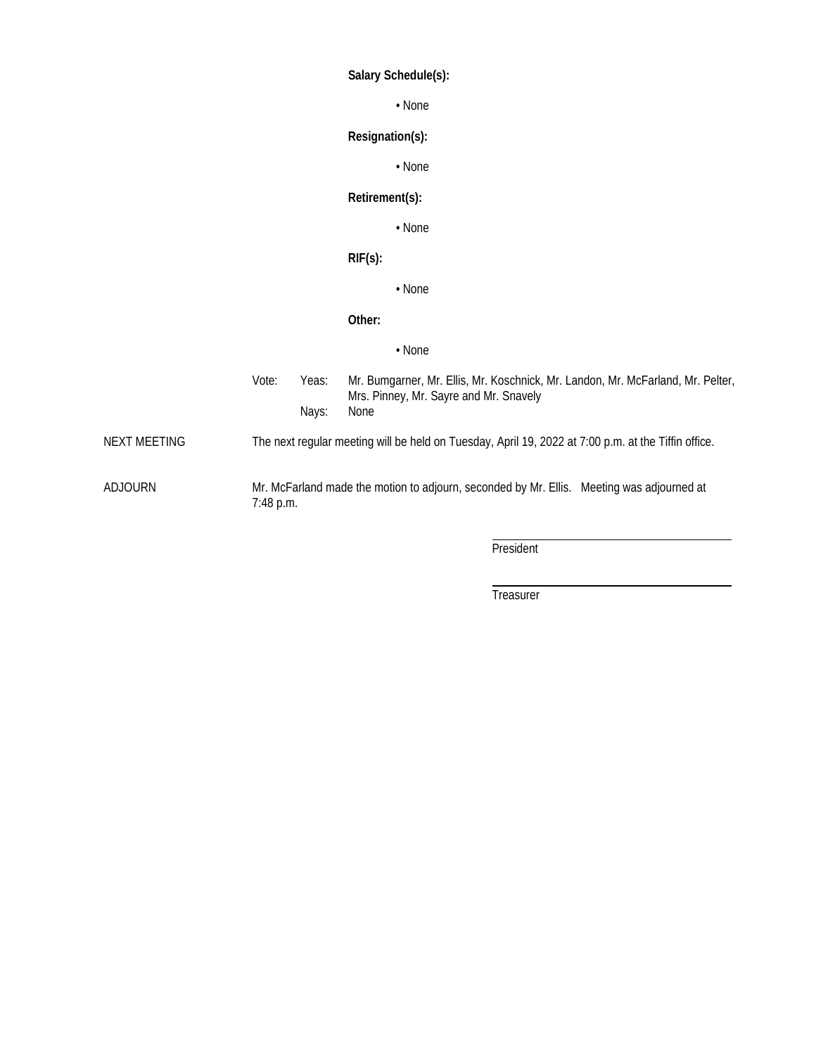**Salary Schedule(s):**

- None

**Resignation(s):**

- None

**Retirement(s):**

- None

**RIF(s):**

- None

**Other:**

- None

Vote: Yeas: Mr. Bumgarner, Mr. Ellis, Mr. Koschnick, Mr. Landon, Mr. McFarland, Mr. Pelter, Mrs. Pinney, Mr. Sayre and Mr. Snavely

Nays: None

NEXT MEETING

The next regular meeting will be held on Tuesday, April 19, 2022 at 7:00 p.m. at the Tiffin office.

ADJOURN

Mr. McFarland made the motion to adjourn, seconded by Mr. Ellis. Meeting was adjourned at 7:48 p.m.

______________________________
President

______________________________
Treasurer